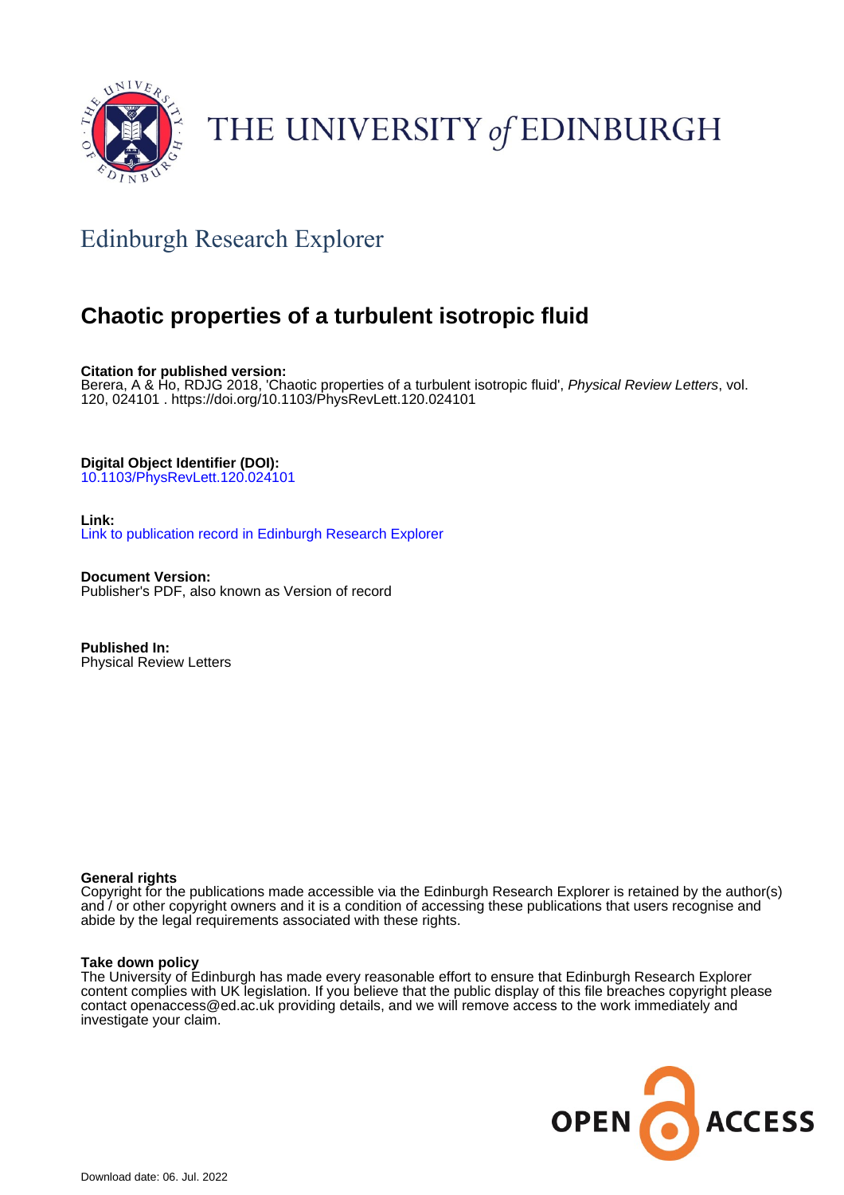THE UNIVERSITY of EDINBURGH

## Edinburgh Research Explorer

# Chaotic properties of a turbulent isotropic fluid

**Citation for published version:**
Berera, A & Ho, RDJG 2018, 'Chaotic properties of a turbulent isotropic fluid', *Physical Review Letters*, vol. 120, 024101 . https://doi.org/10.1103/PhysRevLett.120.024101

**Digital Object Identifier (DOI):**
10.1103/PhysRevLett.120.024101

**Link:**
Link to publication record in Edinburgh Research Explorer

**Document Version:**
Publisher's PDF, also known as Version of record

**Published In:**
Physical Review Letters

**General rights**
Copyright for the publications made accessible via the Edinburgh Research Explorer is retained by the author(s) and / or other copyright owners and it is a condition of accessing these publications that users recognise and abide by the legal requirements associated with these rights.

**Take down policy**
The University of Edinburgh has made every reasonable effort to ensure that Edinburgh Research Explorer content complies with UK legislation. If you believe that the public display of this file breaches copyright please contact openaccess@ed.ac.uk providing details, and we will remove access to the work immediately and investigate your claim.

OPEN ACCESS

Download date: 06. Jul. 2022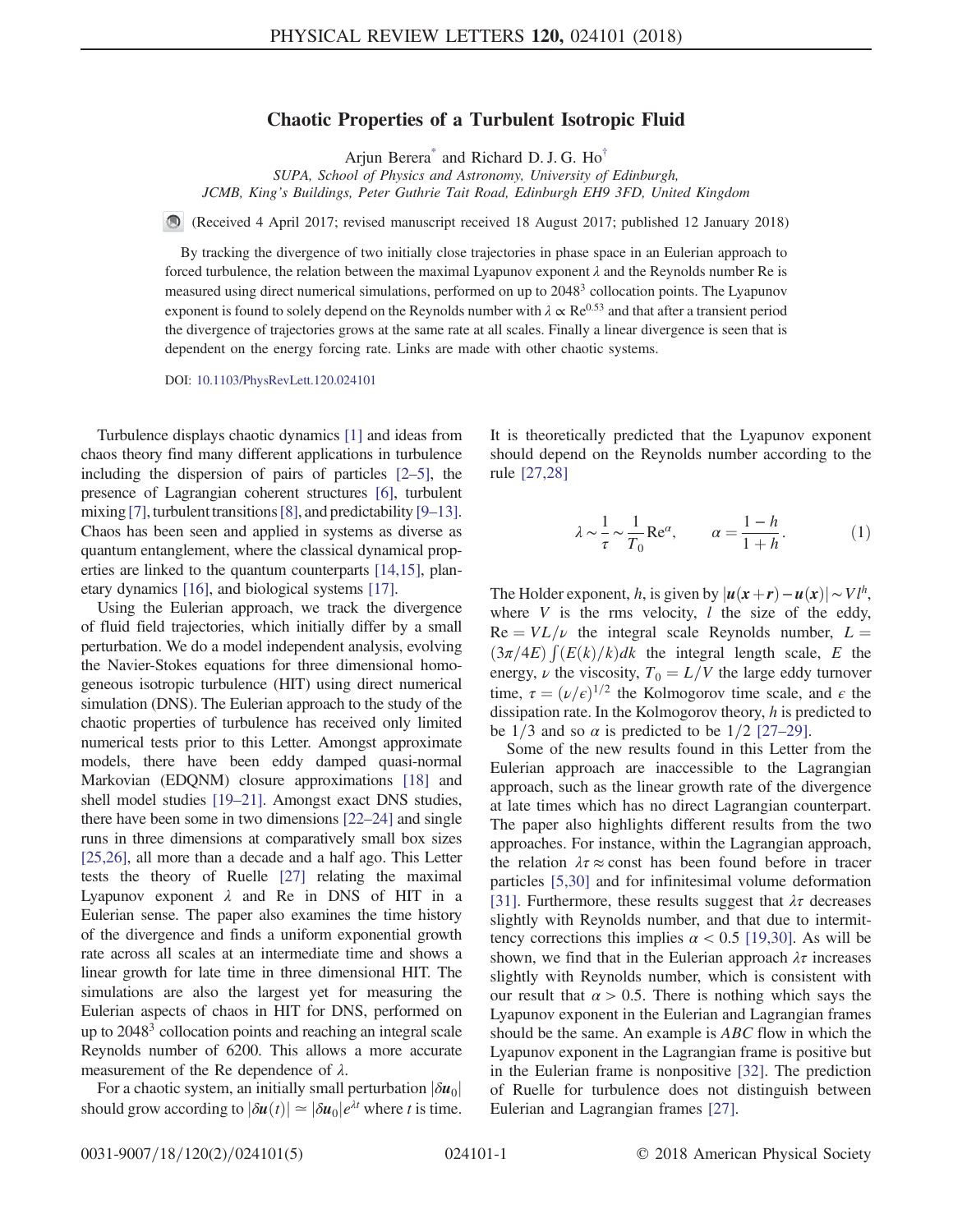# Chaotic Properties of a Turbulent Isotropic Fluid

Arjun Berera[*] and Richard D. J. G. Ho[†]

*SUPA, School of Physics and Astronomy, University of Edinburgh, JCMB, King's Buildings, Peter Guthrie Tait Road, Edinburgh EH9 3FD, United Kingdom*

(Received 4 April 2017; revised manuscript received 18 August 2017; published 12 January 2018)

By tracking the divergence of two initially close trajectories in phase space in an Eulerian approach to forced turbulence, the relation between the maximal Lyapunov exponent $\lambda$ and the Reynolds number Re is measured using direct numerical simulations, performed on up to $2048^3$ collocation points. The Lyapunov exponent is found to solely depend on the Reynolds number with $\lambda \propto \mathrm{Re}^{0.53}$ and that after a transient period the divergence of trajectories grows at the same rate at all scales. Finally a linear divergence is seen that is dependent on the energy forcing rate. Links are made with other chaotic systems.

DOI: 10.1103/PhysRevLett.120.024101

Turbulence displays chaotic dynamics [1] and ideas from chaos theory find many different applications in turbulence including the dispersion of pairs of particles [2–5], the presence of Lagrangian coherent structures [6], turbulent mixing [7], turbulent transitions [8], and predictability [9–13]. Chaos has been seen and applied in systems as diverse as quantum entanglement, where the classical dynamical properties are linked to the quantum counterparts [14,15], planetary dynamics [16], and biological systems [17].

Using the Eulerian approach, we track the divergence of fluid field trajectories, which initially differ by a small perturbation. We do a model independent analysis, evolving the Navier-Stokes equations for three dimensional homogeneous isotropic turbulence (HIT) using direct numerical simulation (DNS). The Eulerian approach to the study of the chaotic properties of turbulence has received only limited numerical tests prior to this Letter. Amongst approximate models, there have been eddy damped quasi-normal Markovian (EDQNM) closure approximations [18] and shell model studies [19–21]. Amongst exact DNS studies, there have been some in two dimensions [22–24] and single runs in three dimensions at comparatively small box sizes [25,26], all more than a decade and a half ago. This Letter tests the theory of Ruelle [27] relating the maximal Lyapunov exponent $\lambda$ and Re in DNS of HIT in a Eulerian sense. The paper also examines the time history of the divergence and finds a uniform exponential growth rate across all scales at an intermediate time and shows a linear growth for late times in three dimensional HIT. The simulations are also the largest yet for measuring the Eulerian aspects of chaos in HIT for DNS, performed on up to $2048^3$ collocation points and reaching an integral scale Reynolds number of 6200. This allows a more accurate measurement of the Re dependence of $\lambda$.

For a chaotic system, an initially small perturbation $|\delta \boldsymbol{u}_0|$ should grow according to $|\delta \boldsymbol{u}(t)| \simeq |\delta \boldsymbol{u}_0| e^{\lambda t}$ where $t$ is time. It is theoretically predicted that the Lyapunov exponent should depend on the Reynolds number according to the rule [27,28]

$$\lambda \sim \frac{1}{\tau} \sim \frac{1}{T_0} \mathrm{Re}^{\alpha}, \qquad \alpha = \frac{1-h}{1+h}. \tag{1}$$

The Holder exponent, $h$, is given by $|\boldsymbol{u}(\boldsymbol{x}+\boldsymbol{r}) - \boldsymbol{u}(\boldsymbol{x})| \sim V l^h$, where $V$ is the rms velocity, $l$ the size of the eddy, $\mathrm{Re} = VL/\nu$ the integral scale Reynolds number, $L = (3\pi/4E) \int (E(k)/k) dk$ the integral length scale, $E$ the energy, $\nu$ the viscosity, $T_0 = L/V$ the large eddy turnover time, $\tau = (\nu/\epsilon)^{1/2}$ the Kolmogorov time scale, and $\epsilon$ the dissipation rate. In the Kolmogorov theory, $h$ is predicted to be $1/3$ and so $\alpha$ is predicted to be $1/2$ [27–29].

Some of the new results found in this Letter from the Eulerian approach are inaccessible to the Lagrangian approach, such as the linear growth rate of the divergence at late times which has no direct Lagrangian counterpart. The paper also highlights different results from the two approaches. For instance, within the Lagrangian approach, the relation $\lambda\tau \approx \mathrm{const}$ has been found before in tracer particles [5,30] and for infinitesimal volume deformation [31]. Furthermore, these results suggest that $\lambda\tau$ decreases slightly with Reynolds number, and that due to intermittency corrections this implies $\alpha < 0.5$ [19,30]. As will be shown, we find that in the Eulerian approach $\lambda\tau$ increases slightly with Reynolds number, which is consistent with our result that $\alpha > 0.5$. There is nothing which says the Lyapunov exponent in the Eulerian and Lagrangian frames should be the same. An example is *ABC* flow in which the Lyapunov exponent in the Lagrangian frame is positive but in the Eulerian frame is nonpositive [32]. The prediction of Ruelle for turbulence does not distinguish between Eulerian and Lagrangian frames [27].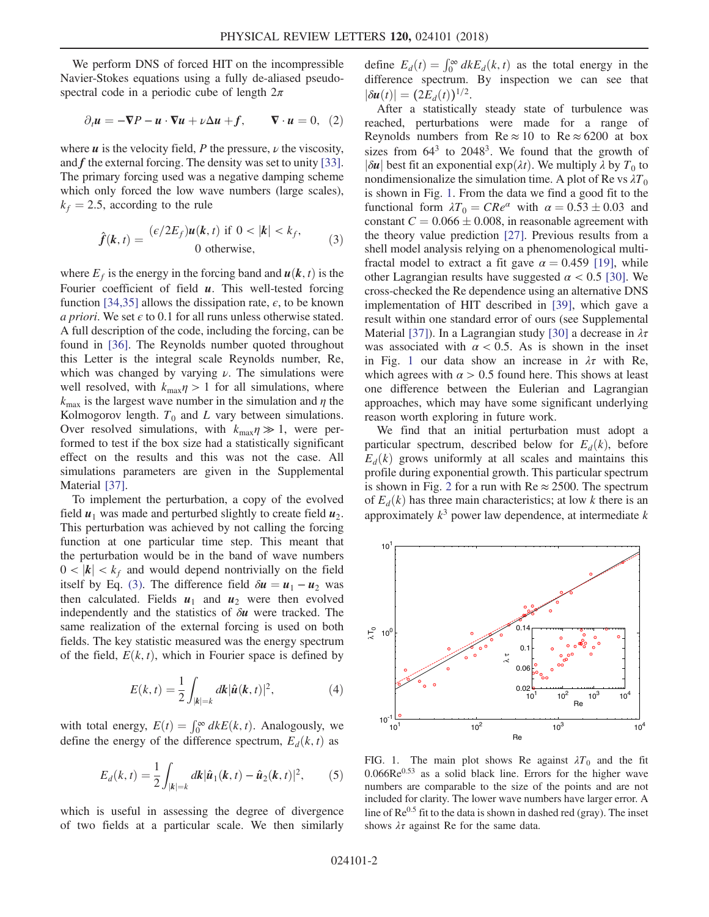We perform DNS of forced HIT on the incompressible Navier-Stokes equations using a fully de-aliased pseudo-spectral code in a periodic cube of length $2\pi$

$$\partial_t \boldsymbol{u} = -\nabla P - \boldsymbol{u}\cdot\nabla\boldsymbol{u} + \nu\Delta\boldsymbol{u} + \boldsymbol{f}, \qquad \nabla\cdot\boldsymbol{u} = 0, \quad (2)$$

where $\boldsymbol{u}$ is the velocity field, $P$ the pressure, $\nu$ the viscosity, and $\boldsymbol{f}$ the external forcing. The density was set to unity [33]. The primary forcing used was a negative damping scheme which only forced the low wave numbers (large scales), $k_f = 2.5$, according to the rule

$$\hat{\boldsymbol{f}}(\boldsymbol{k},t) = \begin{cases} (\epsilon/2E_f)\boldsymbol{u}(\boldsymbol{k},t) & \text{if } 0 < |\boldsymbol{k}| < k_f, \\ 0 & \text{otherwise}, \end{cases} \quad (3)$$

where $E_f$ is the energy in the forcing band and $\boldsymbol{u}(\boldsymbol{k},t)$ is the Fourier coefficient of field $\boldsymbol{u}$. This well-tested forcing function [34,35] allows the dissipation rate, $\epsilon$, to be known *a priori*. We set $\epsilon$ to 0.1 for all runs unless otherwise stated. A full description of the code, including the forcing, can be found in [36]. The Reynolds number quoted throughout this Letter is the integral scale Reynolds number, Re, which was changed by varying $\nu$. The simulations were well resolved, with $k_{\max}\eta > 1$ for all simulations, where $k_{\max}$ is the largest wave number in the simulation and $\eta$ the Kolmogorov length. $T_0$ and $L$ vary between simulations. Over resolved simulations, with $k_{\max}\eta \gg 1$, were performed to test if the box size had a statistically significant effect on the results and this was not the case. All simulations parameters are given in the Supplemental Material [37].

To implement the perturbation, a copy of the evolved field $\boldsymbol{u}_1$ was made and perturbed slightly to create field $\boldsymbol{u}_2$. This perturbation was achieved by not calling the forcing function at one particular time step. This meant that the perturbation would be in the band of wave numbers $0 < |\boldsymbol{k}| < k_f$ and would depend nontrivially on the field itself by Eq. (3). The difference field $\delta\boldsymbol{u} = \boldsymbol{u}_1 - \boldsymbol{u}_2$ was then calculated. Fields $\boldsymbol{u}_1$ and $\boldsymbol{u}_2$ were then evolved independently and the statistics of $\delta\boldsymbol{u}$ were tracked. The same realization of the external forcing is used on both fields. The key statistic measured was the energy spectrum of the field, $E(k,t)$, which in Fourier space is defined by

$$E(k,t) = \frac{1}{2}\int_{|\boldsymbol{k}|=k} d\boldsymbol{k}|\hat{\boldsymbol{u}}(\boldsymbol{k},t)|^2, \quad (4)$$

with total energy, $E(t) = \int_0^\infty dk E(k,t)$. Analogously, we define the energy of the difference spectrum, $E_d(k,t)$ as

$$E_d(k,t) = \frac{1}{2}\int_{|\boldsymbol{k}|=k} d\boldsymbol{k}|\hat{\boldsymbol{u}}_1(\boldsymbol{k},t) - \hat{\boldsymbol{u}}_2(\boldsymbol{k},t)|^2, \quad (5)$$

which is useful in assessing the degree of divergence of two fields at a particular scale. We then similarly define $E_d(t) = \int_0^\infty dk E_d(k,t)$ as the total energy in the difference spectrum. By inspection we can see that $|\delta\boldsymbol{u}(t)| = (2E_d(t))^{1/2}$.

After a statistically steady state of turbulence was reached, perturbations were made for a range of Reynolds numbers from $\text{Re} \approx 10$ to $\text{Re} \approx 6200$ at box sizes from $64^3$ to $2048^3$. We found that the growth of $|\delta\boldsymbol{u}|$ best fit an exponential $\exp(\lambda t)$. We multiply $\lambda$ by $T_0$ to nondimensionalize the simulation time. A plot of Re vs $\lambda T_0$ is shown in Fig. 1. From the data we find a good fit to the functional form $\lambda T_0 = C Re^{\alpha}$ with $\alpha = 0.53 \pm 0.03$ and constant $C = 0.066 \pm 0.008$, in reasonable agreement with the theory value prediction [27]. Previous results from a shell model analysis relying on a phenomenological multi-fractal model to extract a fit gave $\alpha = 0.459$ [19], while other Lagrangian results have suggested $\alpha < 0.5$ [30]. We cross-checked the Re dependence using an alternative DNS implementation of HIT described in [39], which gave a result within one standard error of ours (see Supplemental Material [37]). In a Lagrangian study [30] a decrease in $\lambda\tau$ was associated with $\alpha < 0.5$. As is shown in the inset in Fig. 1 our data show an increase in $\lambda\tau$ with Re, which agrees with $\alpha > 0.5$ found here. This shows at least one difference between the Eulerian and Lagrangian approaches, which may have some significant underlying reason worth exploring in future work.

We find that an initial perturbation must adopt a particular spectrum, described below for $E_d(k)$, before $E_d(k)$ grows uniformly at all scales and maintains this profile during exponential growth. This particular spectrum is shown in Fig. 2 for a run with $\text{Re} \approx 2500$. The spectrum of $E_d(k)$ has three main characteristics; at low $k$ there is an approximately $k^3$ power law dependence, at intermediate $k$

FIG. 1. The main plot shows Re against $\lambda T_0$ and the fit $0.066\text{Re}^{0.53}$ as a solid black line. Errors for the higher wave numbers are comparable to the size of the points and are not included for clarity. The lower wave numbers have larger error. A line of $\text{Re}^{0.5}$ fit to the data is shown in dashed red (gray). The inset shows $\lambda\tau$ against Re for the same data.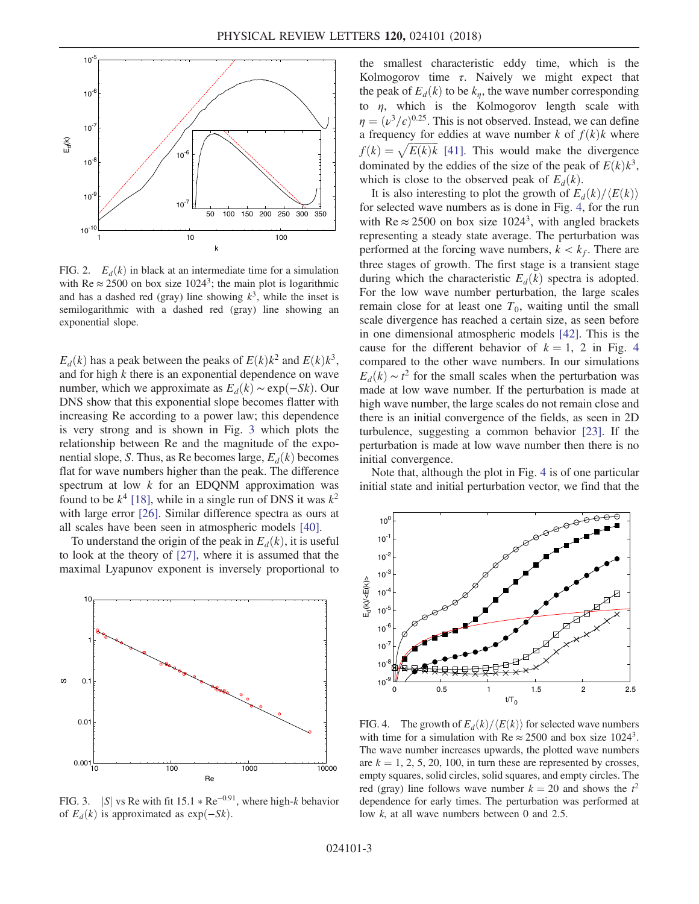FIG. 2. $E_d(k)$ in black at an intermediate time for a simulation with $\mathrm{Re} \approx 2500$ on box size $1024^3$; the main plot is logarithmic and has a dashed red (gray) line showing $k^3$, while the inset is semilogarithmic with a dashed red (gray) line showing an exponential slope.

$E_d(k)$ has a peak between the peaks of $E(k)k^2$ and $E(k)k^3$, and for high $k$ there is an exponential dependence on wave number, which we approximate as $E_d(k) \sim \exp(-Sk)$. Our DNS show that this exponential slope becomes flatter with increasing Re according to a power law; this dependence is very strong and is shown in Fig. 3 which plots the relationship between Re and the magnitude of the exponential slope, $S$. Thus, as Re becomes large, $E_d(k)$ becomes flat for wave numbers higher than the peak. The difference spectrum at low $k$ for an EDQNM approximation was found to be $k^4$ [18], while in a single run of DNS it was $k^2$ with large error [26]. Similar difference spectra as ours at all scales have been seen in atmospheric models [40].

To understand the origin of the peak in $E_d(k)$, it is useful to look at the theory of [27], where it is assumed that the maximal Lyapunov exponent is inversely proportional to the smallest characteristic eddy time, which is the Kolmogorov time $\tau$. Naively we might expect that the peak of $E_d(k)$ to be $k_\eta$, the wave number corresponding to $\eta$, which is the Kolmogorov length scale with $\eta = (\nu^3/\epsilon)^{0.25}$. This is not observed. Instead, we can define a frequency for eddies at wave number $k$ of $f(k)k$ where $f(k) = \sqrt{E(k)k}$ [41]. This would make the divergence dominated by the eddies of the size of the peak of $E(k)k^3$, which is close to the observed peak of $E_d(k)$.

It is also interesting to plot the growth of $E_d(k)/\langle E(k)\rangle$ for selected wave numbers as is done in Fig. 4, for the run with $\mathrm{Re} \approx 2500$ on box size $1024^3$, with angled brackets representing a steady state average. The perturbation was performed at the forcing wave numbers, $k < k_f$. There are three stages of growth. The first stage is a transient stage during which the characteristic $E_d(k)$ spectra is adopted. For the low wave number perturbation, the large scales remain close for at least one $T_0$, waiting until the small scale divergence has reached a certain size, as seen before in one dimensional atmospheric models [42]. This is the cause for the different behavior of $k = 1$, 2 in Fig. 4 compared to the other wave numbers. In our simulations $E_d(k) \sim t^2$ for the small scales when the perturbation was made at low wave number. If the perturbation is made at high wave number, the large scales do not remain close and there is an initial convergence of the fields, as seen in 2D turbulence, suggesting a common behavior [23]. If the perturbation is made at low wave number then there is no initial convergence.

Note that, although the plot in Fig. 4 is of one particular initial state and initial perturbation vector, we find that the

FIG. 3. $|S|$ vs Re with fit $15.1 * \mathrm{Re}^{-0.91}$, where high-$k$ behavior of $E_d(k)$ is approximated as $\exp(-Sk)$.

FIG. 4. The growth of $E_d(k)/\langle E(k)\rangle$ for selected wave numbers with time for a simulation with $\mathrm{Re} \approx 2500$ and box size $1024^3$. The wave number increases upwards, the plotted wave numbers are $k = 1, 2, 5, 20, 100$, in turn these are represented by crosses, empty squares, solid circles, solid squares, and empty circles. The red (gray) line follows wave number $k = 20$ and shows the $t^2$ dependence for early times. The perturbation was performed at low $k$, at all wave numbers between 0 and 2.5.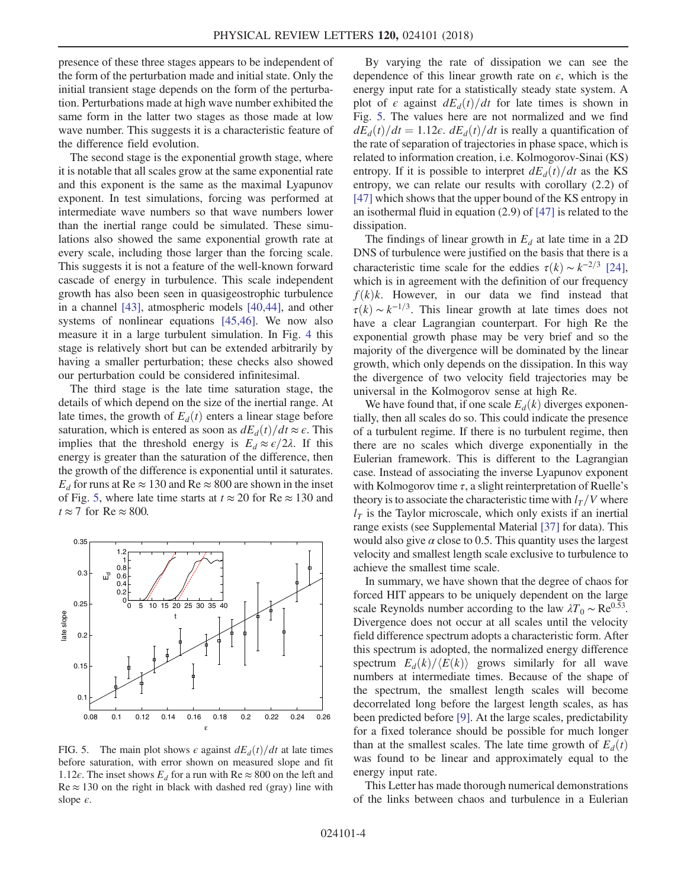presence of these three stages appears to be independent of the form of the perturbation made and initial state. Only the initial transient stage depends on the form of the perturbation. Perturbations made at high wave number exhibited the same form in the latter two stages as those made at low wave number. This suggests it is a characteristic feature of the difference field evolution.

The second stage is the exponential growth stage, where it is notable that all scales grow at the same exponential rate and this exponent is the same as the maximal Lyapunov exponent. In test simulations, forcing was performed at intermediate wave numbers so that wave numbers lower than the inertial range could be simulated. These simulations also showed the same exponential growth rate at every scale, including those larger than the forcing scale. This suggests it is not a feature of the well-known forward cascade of energy in turbulence. This scale independent growth has also been seen in quasigeostrophic turbulence in a channel [43], atmospheric models [40,44], and other systems of nonlinear equations [45,46]. We now also measure it in a large turbulent simulation. In Fig. 4 this stage is relatively short but can be extended arbitrarily by having a smaller perturbation; these checks also showed our perturbation could be considered infinitesimal.

The third stage is the late time saturation stage, the details of which depend on the size of the inertial range. At late times, the growth of $E_d(t)$ enters a linear stage before saturation, which is entered as soon as $dE_d(t)/dt \approx \epsilon$. This implies that the threshold energy is $E_d \approx \epsilon/2\lambda$. If this energy is greater than the saturation of the difference, then the growth of the difference is exponential until it saturates. $E_d$ for runs at $\mathrm{Re} \approx 130$ and $\mathrm{Re} \approx 800$ are shown in the inset of Fig. 5, where late time starts at $t \approx 20$ for $\mathrm{Re} \approx 130$ and $t \approx 7$ for $\mathrm{Re} \approx 800$.

FIG. 5. The main plot shows $\epsilon$ against $dE_d(t)/dt$ at late times before saturation, with error shown on measured slope and fit $1.12\epsilon$. The inset shows $E_d$ for a run with $\mathrm{Re} \approx 800$ on the left and $\mathrm{Re} \approx 130$ on the right in black with dashed red (gray) line with slope $\epsilon$.

By varying the rate of dissipation we can see the dependence of this linear growth rate on $\epsilon$, which is the energy input rate for a statistically steady state system. A plot of $\epsilon$ against $dE_d(t)/dt$ for late times is shown in Fig. 5. The values here are not normalized and we find $dE_d(t)/dt = 1.12\epsilon$. $dE_d(t)/dt$ is really a quantification of the rate of separation of trajectories in phase space, which is related to information creation, i.e. Kolmogorov-Sinai (KS) entropy. If it is possible to interpret $dE_d(t)/dt$ as the KS entropy, we can relate our results with corollary (2.2) of [47] which shows that the upper bound of the KS entropy in an isothermal fluid in equation (2.9) of [47] is related to the dissipation.

The findings of linear growth in $E_d$ at late time in a 2D DNS of turbulence were justified on the basis that there is a characteristic time scale for the eddies $\tau(k) \sim k^{-2/3}$ [24], which is in agreement with the definition of our frequency $f(k)k$. However, in our data we find instead that $\tau(k) \sim k^{-1/3}$. This linear growth at late times does not have a clear Lagrangian counterpart. For high Re the exponential growth phase may be very brief and so the majority of the divergence will be dominated by the linear growth, which only depends on the dissipation. In this way the divergence of two velocity field trajectories may be universal in the Kolmogorov sense at high Re.

We have found that, if one scale $E_d(k)$ diverges exponentially, then all scales do so. This could indicate the presence of a turbulent regime. If there is no turbulent regime, then there are no scales which diverge exponentially in the Eulerian framework. This is different to the Lagrangian case. Instead of associating the inverse Lyapunov exponent with Kolmogorov time $\tau$, a slight reinterpretation of Ruelle's theory is to associate the characteristic time with $l_T/V$ where $l_T$ is the Taylor microscale, which only exists if an inertial range exists (see Supplemental Material [37] for data). This would also give $\alpha$ close to 0.5. This quantity uses the largest velocity and smallest length scale exclusive to turbulence to achieve the smallest time scale.

In summary, we have shown that the degree of chaos for forced HIT appears to be uniquely dependent on the large scale Reynolds number according to the law $\lambda T_0 \sim \mathrm{Re}^{0.53}$. Divergence does not occur at all scales until the velocity field difference spectrum adopts a characteristic form. After this spectrum is adopted, the normalized energy difference spectrum $E_d(k)/\langle E(k)\rangle$ grows similarly for all wave numbers at intermediate times. Because of the shape of the spectrum, the smallest length scales will become decorrelated long before the largest length scales, as has been predicted before [9]. At the large scales, predictability for a fixed tolerance should be possible for much longer than at the smallest scales. The late time growth of $E_d(t)$ was found to be linear and approximately equal to the energy input rate.

This Letter has made thorough numerical demonstrations of the links between chaos and turbulence in a Eulerian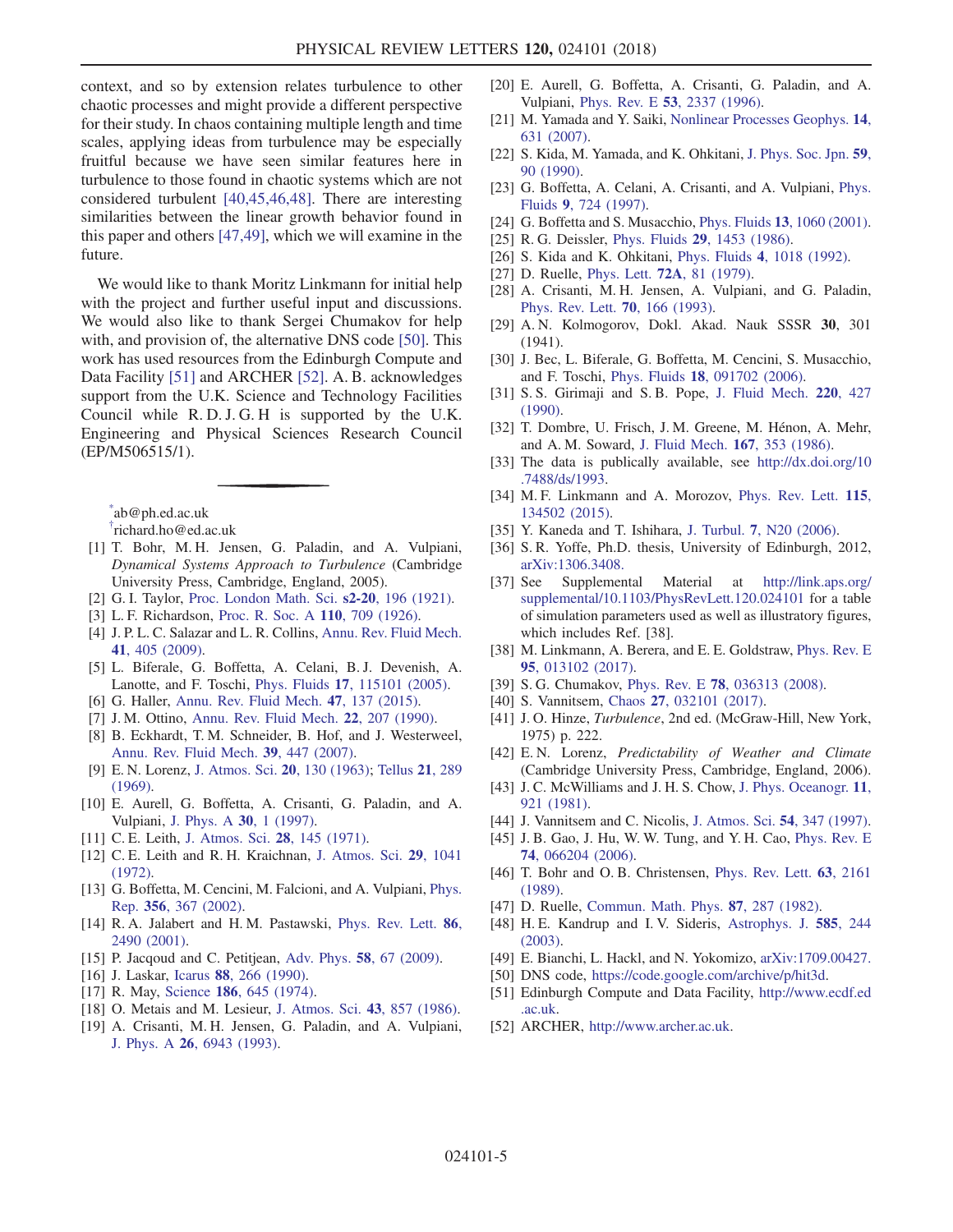context, and so by extension relates turbulence to other chaotic processes and might provide a different perspective for their study. In chaos containing multiple length and time scales, applying ideas from turbulence may be especially fruitful because we have seen similar features here in turbulence to those found in chaotic systems which are not considered turbulent [40,45,46,48]. There are interesting similarities between the linear growth behavior found in this paper and others [47,49], which we will examine in the future.

We would like to thank Moritz Linkmann for initial help with the project and further useful input and discussions. We would also like to thank Sergei Chumakov for help with, and provision of, the alternative DNS code [50]. This work has used resources from the Edinburgh Compute and Data Facility [51] and ARCHER [52]. A. B. acknowledges support from the U.K. Science and Technology Facilities Council while R. D. J. G. H is supported by the U.K. Engineering and Physical Sciences Research Council (EP/M506515/1).

---

[*]ab@ph.ed.ac.uk

[†]richard.ho@ed.ac.uk

[1] T. Bohr, M. H. Jensen, G. Paladin, and A. Vulpiani, *Dynamical Systems Approach to Turbulence* (Cambridge University Press, Cambridge, England, 2005).

[2] G. I. Taylor, Proc. London Math. Sci. **s2-20**, 196 (1921).

[3] L. F. Richardson, Proc. R. Soc. A **110**, 709 (1926).

[4] J. P. L. C. Salazar and L. R. Collins, Annu. Rev. Fluid Mech. **41**, 405 (2009).

[5] L. Biferale, G. Boffetta, A. Celani, B. J. Devenish, A. Lanotte, and F. Toschi, Phys. Fluids **17**, 115101 (2005).

[6] G. Haller, Annu. Rev. Fluid Mech. **47**, 137 (2015).

[7] J. M. Ottino, Annu. Rev. Fluid Mech. **22**, 207 (1990).

[8] B. Eckhardt, T. M. Schneider, B. Hof, and J. Westerweel, Annu. Rev. Fluid Mech. **39**, 447 (2007).

[9] E. N. Lorenz, J. Atmos. Sci. **20**, 130 (1963); Tellus **21**, 289 (1969).

[10] E. Aurell, G. Boffetta, A. Crisanti, G. Paladin, and A. Vulpiani, J. Phys. A **30**, 1 (1997).

[11] C. E. Leith, J. Atmos. Sci. **28**, 145 (1971).

[12] C. E. Leith and R. H. Kraichnan, J. Atmos. Sci. **29**, 1041 (1972).

[13] G. Boffetta, M. Cencini, M. Falcioni, and A. Vulpiani, Phys. Rep. **356**, 367 (2002).

[14] R. A. Jalabert and H. M. Pastawski, Phys. Rev. Lett. **86**, 2490 (2001).

[15] P. Jacquod and C. Petitjean, Adv. Phys. **58**, 67 (2009).

[16] J. Laskar, Icarus **88**, 266 (1990).

[17] R. May, Science **186**, 645 (1974).

[18] O. Metais and M. Lesieur, J. Atmos. Sci. **43**, 857 (1986).

[19] A. Crisanti, M. H. Jensen, G. Paladin, and A. Vulpiani, J. Phys. A **26**, 6943 (1993).

[20] E. Aurell, G. Boffetta, A. Crisanti, G. Paladin, and A. Vulpiani, Phys. Rev. E **53**, 2337 (1996).

[21] M. Yamada and Y. Saiki, Nonlinear Processes Geophys. **14**, 631 (2007).

[22] S. Kida, M. Yamada, and K. Ohkitani, J. Phys. Soc. Jpn. **59**, 90 (1990).

[23] G. Boffetta, A. Celani, A. Crisanti, and A. Vulpiani, Phys. Fluids **9**, 724 (1997).

[24] G. Boffetta and S. Musacchio, Phys. Fluids **13**, 1060 (2001).

[25] R. G. Deissler, Phys. Fluids **29**, 1453 (1986).

[26] S. Kida and K. Ohkitani, Phys. Fluids **4**, 1018 (1992).

[27] D. Ruelle, Phys. Lett. **72A**, 81 (1979).

[28] A. Crisanti, M. H. Jensen, A. Vulpiani, and G. Paladin, Phys. Rev. Lett. **70**, 166 (1993).

[29] A. N. Kolmogorov, Dokl. Akad. Nauk SSSR **30**, 301 (1941).

[30] J. Bec, L. Biferale, G. Boffetta, M. Cencini, S. Musacchio, and F. Toschi, Phys. Fluids **18**, 091702 (2006).

[31] S. S. Girimaji and S. B. Pope, J. Fluid Mech. **220**, 427 (1990).

[32] T. Dombre, U. Frisch, J. M. Greene, M. Hénon, A. Mehr, and A. M. Soward, J. Fluid Mech. **167**, 353 (1986).

[33] The data is publically available, see http://dx.doi.org/10.7488/ds/1993.

[34] M. F. Linkmann and A. Morozov, Phys. Rev. Lett. **115**, 134502 (2015).

[35] Y. Kaneda and T. Ishihara, J. Turbul. **7**, N20 (2006).

[36] S. R. Yoffe, Ph.D. thesis, University of Edinburgh, 2012, arXiv:1306.3408.

[37] See Supplemental Material at http://link.aps.org/supplemental/10.1103/PhysRevLett.120.024101 for a table of simulation parameters used as well as illustratory figures, which includes Ref. [38].

[38] M. Linkmann, A. Berera, and E. E. Goldstraw, Phys. Rev. E **95**, 013102 (2017).

[39] S. G. Chumakov, Phys. Rev. E **78**, 036313 (2008).

[40] S. Vannitsem, Chaos **27**, 032101 (2017).

[41] J. O. Hinze, *Turbulence*, 2nd ed. (McGraw-Hill, New York, 1975) p. 222.

[42] E. N. Lorenz, *Predictability of Weather and Climate* (Cambridge University Press, Cambridge, England, 2006).

[43] J. C. McWilliams and J. H. S. Chow, J. Phys. Oceanogr. **11**, 921 (1981).

[44] J. Vannitsem and C. Nicolis, J. Atmos. Sci. **54**, 347 (1997).

[45] J. B. Gao, J. Hu, W. W. Tung, and Y. H. Cao, Phys. Rev. E **74**, 066204 (2006).

[46] T. Bohr and O. B. Christensen, Phys. Rev. Lett. **63**, 2161 (1989).

[47] D. Ruelle, Commun. Math. Phys. **87**, 287 (1982).

[48] H. E. Kandrup and I. V. Sideris, Astrophys. J. **585**, 244 (2003).

[49] E. Bianchi, L. Hackl, and N. Yokomizo, arXiv:1709.00427.

[50] DNS code, https://code.google.com/archive/p/hit3d.

[51] Edinburgh Compute and Data Facility, http://www.ecdf.ed.ac.uk.

[52] ARCHER, http://www.archer.ac.uk.